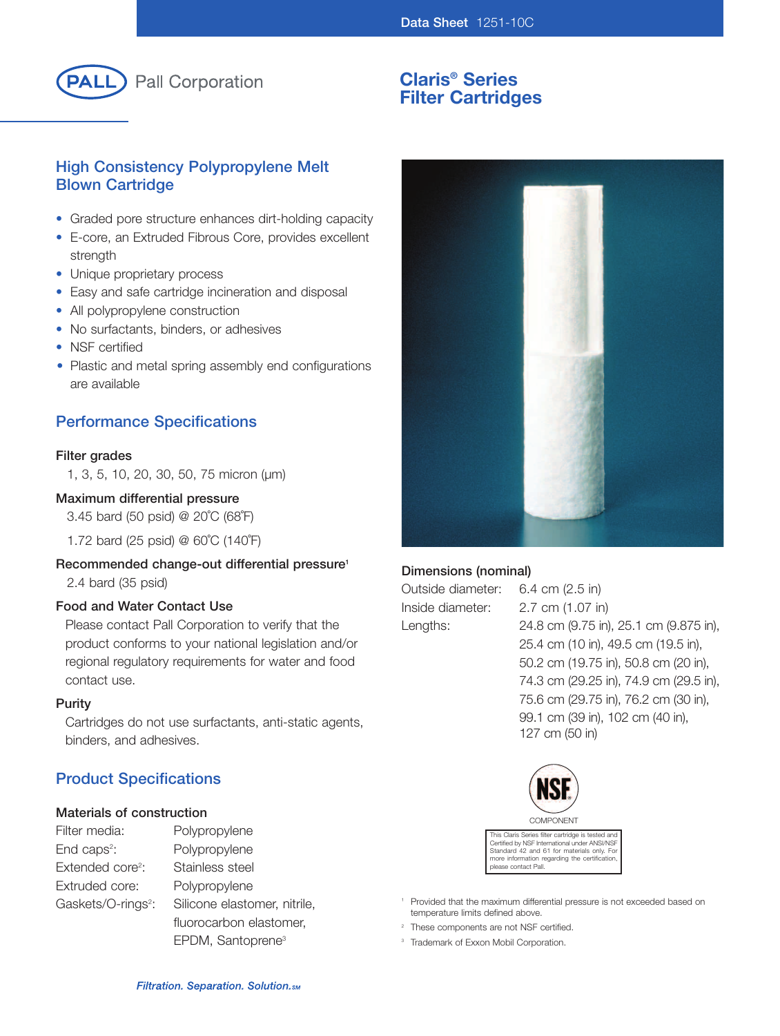Data Sheet 1251-10C

Pall Corporation

# Claris® Series Filter Cartridges

## High Consistency Polypropylene Melt Blown Cartridge

- Graded pore structure enhances dirt-holding capacity
- E-core, an Extruded Fibrous Core, provides excellent strength
- Unique proprietary process
- Easy and safe cartridge incineration and disposal
- All polypropylene construction
- No surfactants, binders, or adhesives
- NSF certified
- Plastic and metal spring assembly end configurations are available

## Performance Specifications

### Filter grades

1, 3, 5, 10, 20, 30, 50, 75 micron (µm)

### Maximum differential pressure

3.45 bard (50 psid) @ 20˚C (68˚F)

1.72 bard (25 psid) @ 60˚C (140˚F)

### Recommended change-out differential pressure[1]

2.4 bard (35 psid)

### Food and Water Contact Use

Please contact Pall Corporation to verify that the product conforms to your national legislation and/or regional regulatory requirements for water and food contact use.

### Purity

Cartridges do not use surfactants, anti-static agents, binders, and adhesives.

## Product Specifications

### Materials of construction

| | |
|---|---|
| Filter media: | Polypropylene |
| End caps[2]: | Polypropylene |
| Extended core[2]: | Stainless steel |
| Extruded core: | Polypropylene |
| Gaskets/O-rings[2]: | Silicone elastomer, nitrile, fluorocarbon elastomer, EPDM, Santoprene[3] |

### Dimensions (nominal)

| | |
|---|---|
| Outside diameter: | 6.4 cm (2.5 in) |
| Inside diameter: | 2.7 cm (1.07 in) |
| Lengths: | 24.8 cm (9.75 in), 25.1 cm (9.875 in), 25.4 cm (10 in), 49.5 cm (19.5 in), 50.2 cm (19.75 in), 50.8 cm (20 in), 74.3 cm (29.25 in), 74.9 cm (29.5 in), 75.6 cm (29.75 in), 76.2 cm (30 in), 99.1 cm (39 in), 102 cm (40 in), 127 cm (50 in) |

NSF COMPONENT

This Claris Series filter cartridge is tested and Certified by NSF International under ANSI/NSF Standard 42 and 61 for materials only. For more information regarding the certification, please contact Pall.

[1] Provided that the maximum differential pressure is not exceeded based on temperature limits defined above.

[2] These components are not NSF certified.

[3] Trademark of Exxon Mobil Corporation.

*Filtration. Separation. Solution.SM*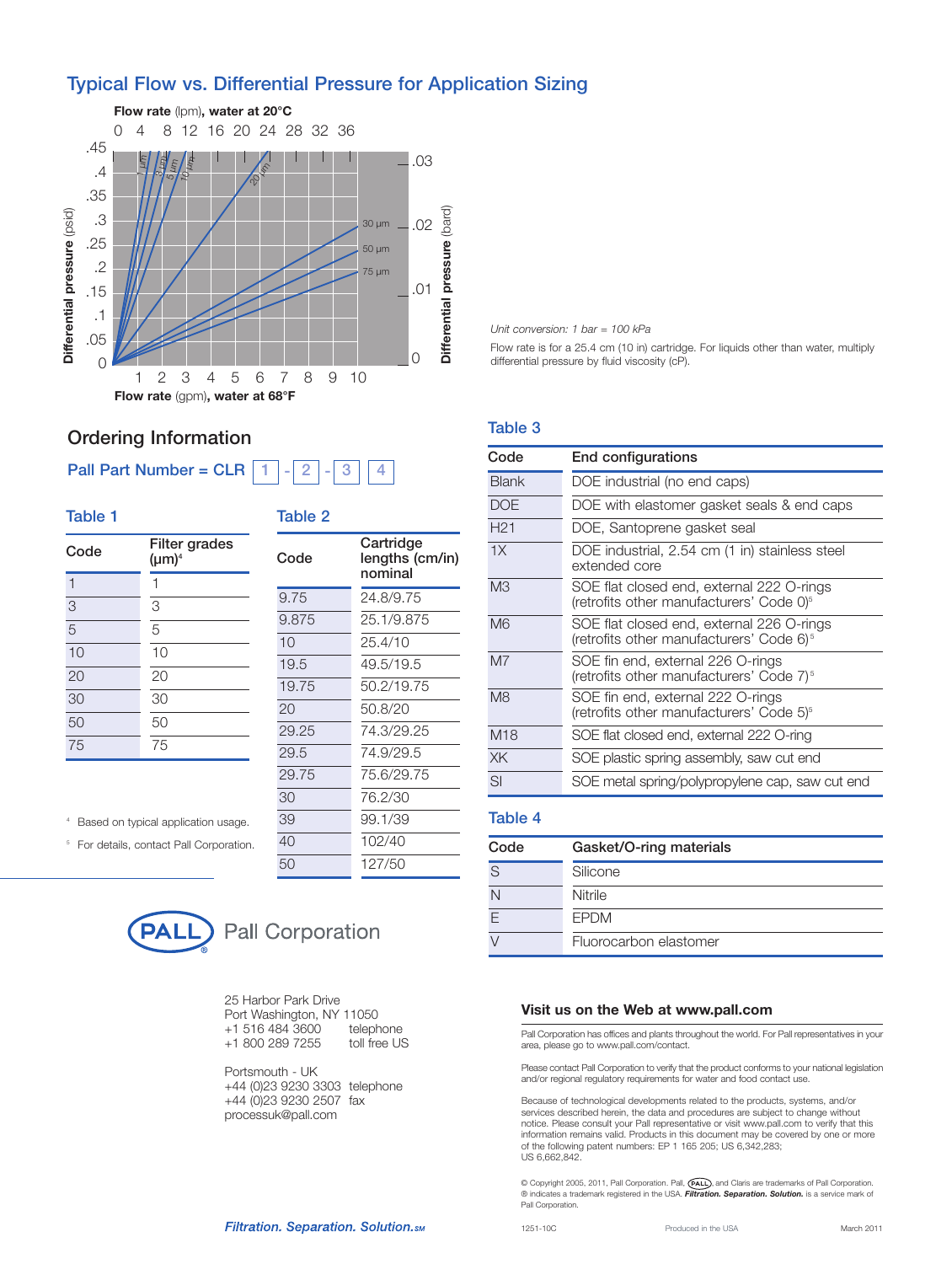## Typical Flow vs. Differential Pressure for Application Sizing

Flow rate (lpm), water at 20°C

0 4 8 12 16 20 24 28 32 36

Differential pressure (psid)

.45 .4 .35 .3 .25 .2 .15 .1 .05 0

Differential pressure (bard)

.03 .02 .01 0

1 µm 3 µm 5 µm 10 µm 20 µm 30 µm 50 µm 75 µm

1 2 3 4 5 6 7 8 9 10

Flow rate (gpm), water at 68°F

*Unit conversion: 1 bar = 100 kPa*

Flow rate is for a 25.4 cm (10 in) cartridge. For liquids other than water, multiply differential pressure by fluid viscosity (cP).

## Ordering Information

**Pall Part Number = CLR 1 - 2 - 3 4**

### Table 1

| Code | Filter grades (µm)[4] |
|---|---|
| 1 | 1 |
| 3 | 3 |
| 5 | 5 |
| 10 | 10 |
| 20 | 20 |
| 30 | 30 |
| 50 | 50 |
| 75 | 75 |

[4] Based on typical application usage.

[5] For details, contact Pall Corporation.

### Table 2

| Code | Cartridge lengths (cm/in) nominal |
|---|---|
| 9.75 | 24.8/9.75 |
| 9.875 | 25.1/9.875 |
| 10 | 25.4/10 |
| 19.5 | 49.5/19.5 |
| 19.75 | 50.2/19.75 |
| 20 | 50.8/20 |
| 29.25 | 74.3/29.25 |
| 29.5 | 74.9/29.5 |
| 29.75 | 75.6/29.75 |
| 30 | 76.2/30 |
| 39 | 99.1/39 |
| 40 | 102/40 |
| 50 | 127/50 |

### Table 3

| Code | End configurations |
|---|---|
| Blank | DOE industrial (no end caps) |
| DOE | DOE with elastomer gasket seals & end caps |
| H21 | DOE, Santoprene gasket seal |
| 1X | DOE industrial, 2.54 cm (1 in) stainless steel extended core |
| M3 | SOE flat closed end, external 222 O-rings (retrofits other manufacturers' Code 0)[5] |
| M6 | SOE flat closed end, external 226 O-rings (retrofits other manufacturers' Code 6)[5] |
| M7 | SOE fin end, external 226 O-rings (retrofits other manufacturers' Code 7)[5] |
| M8 | SOE fin end, external 222 O-rings (retrofits other manufacturers' Code 5)[5] |
| M18 | SOE flat closed end, external 222 O-ring |
| XK | SOE plastic spring assembly, saw cut end |
| SI | SOE metal spring/polypropylene cap, saw cut end |

### Table 4

| Code | Gasket/O-ring materials |
|---|---|
| S | Silicone |
| N | Nitrile |
| E | EPDM |
| V | Fluorocarbon elastomer |

Pall Corporation

25 Harbor Park Drive
Port Washington, NY 11050
+1 516 484 3600 telephone
+1 800 289 7255 toll free US

Portsmouth - UK
+44 (0)23 9230 3303 telephone
+44 (0)23 9230 2507 fax
processuk@pall.com

**Visit us on the Web at www.pall.com**

Pall Corporation has offices and plants throughout the world. For Pall representatives in your area, please go to www.pall.com/contact.

Please contact Pall Corporation to verify that the product conforms to your national legislation and/or regional regulatory requirements for water and food contact use.

Because of technological developments related to the products, systems, and/or services described herein, the data and procedures are subject to change without notice. Please consult your Pall representative or visit www.pall.com to verify that this information remains valid. Products in this document may be covered by one or more of the following patent numbers: EP 1 165 205; US 6,342,283; US 6,662,842.

© Copyright 2005, 2011, Pall Corporation. Pall, PALL, and Claris are trademarks of Pall Corporation. ® indicates a trademark registered in the USA. ***Filtration. Separation. Solution.*** is a service mark of Pall Corporation.

***Filtration. Separation. Solution.*** SM

1251-10C Produced in the USA March 2011